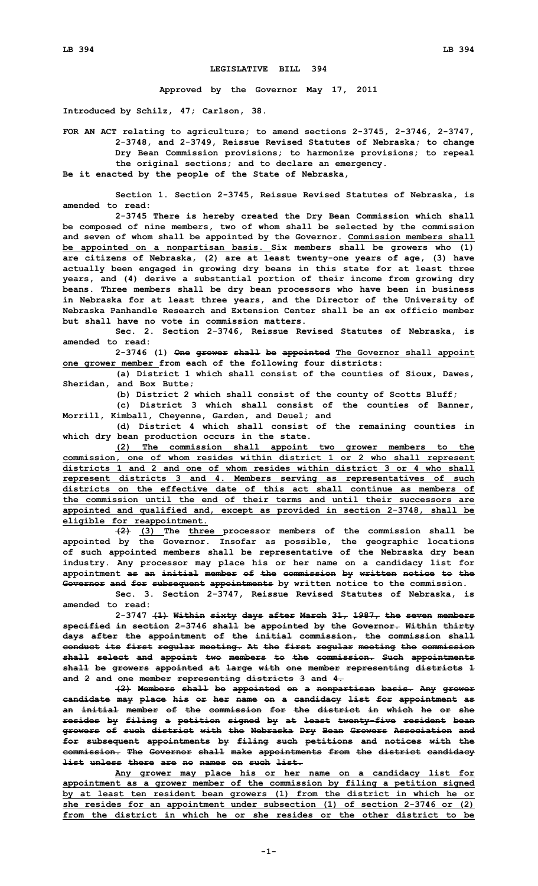**LEGISLATIVE BILL 394**

**Approved by the Governor May 17, 2011**

**Introduced by Schilz, 47; Carlson, 38.**

**FOR AN ACT relating to agriculture; to amend sections 2-3745, 2-3746, 2-3747, 2-3748, and 2-3749, Reissue Revised Statutes of Nebraska; to change Dry Bean Commission provisions; to harmonize provisions; to repeal the original sections; and to declare an emergency.**

**Be it enacted by the people of the State of Nebraska,**

**Section 1. Section 2-3745, Reissue Revised Statutes of Nebraska, is amended to read:**

**2-3745 There is hereby created the Dry Bean Commission which shall be composed of nine members, two of whom shall be selected by the commission and seven of whom shall be appointed by the Governor. <u>Commission members shall be appointed on a nonpartisan basis.</u> Six members shall be growers who (1) are citizens of Nebraska, (2) are at least twenty-one years of age, (3) have actually been engaged in growing dry beans in this state for at least three years, and (4) derive a substantial portion of their income from growing dry beans. Three members shall be dry bean processors who have been in business in Nebraska for at least three years, and the Director of the University of Nebraska Panhandle Research and Extension Center shall be an ex officio member but shall have no vote in commission matters.**

**Sec. 2. Section 2-3746, Reissue Revised Statutes of Nebraska, is amended to read:**

**2-3746 (1) ~~One grower shall be appointed~~ <u>The Governor shall appoint one grower member</u> from each of the following four districts:**

**(a) District 1 which shall consist of the counties of Sioux, Dawes, Sheridan, and Box Butte;**

**(b) District 2 which shall consist of the county of Scotts Bluff;**

**(c) District 3 which shall consist of the counties of Banner, Morrill, Kimball, Cheyenne, Garden, and Deuel; and**

**(d) District 4 which shall consist of the remaining counties in which dry bean production occurs in the state.**

**<u>(2) The commission shall appoint two grower members to the commission, one of whom resides within district 1 or 2 who shall represent districts 1 and 2 and one of whom resides within district 3 or 4 who shall represent districts 3 and 4. Members serving as representatives of such districts on the effective date of this act shall continue as members of the commission until the end of their terms and until their successors are appointed and qualified and, except as provided in section 2-3748, shall be eligible for reappointment.</u>**

**~~(2)~~ <u>(3)</u> The <u>three</u> processor members of the commission shall be appointed by the Governor. Insofar as possible, the geographic locations of such appointed members shall be representative of the Nebraska dry bean industry. Any processor may place his or her name on a candidacy list for appointment ~~as an initial member of the commission by written notice to the Governor and for subsequent appointments~~ by written notice to the commission.**

**Sec. 3. Section 2-3747, Reissue Revised Statutes of Nebraska, is amended to read:**

**2-3747 ~~(1) Within sixty days after March 31, 1987, the seven members specified in section 2-3746 shall be appointed by the Governor. Within thirty days after the appointment of the initial commission, the commission shall conduct its first regular meeting. At the first regular meeting the commission shall select and appoint two members to the commission. Such appointments shall be growers appointed at large with one member representing districts 1 and 2 and one member representing districts 3 and 4.~~**

**~~(2) Members shall be appointed on a nonpartisan basis. Any grower candidate may place his or her name on a candidacy list for appointment as an initial member of the commission for the district in which he or she resides by filing a petition signed by at least twenty-five resident bean growers of such district with the Nebraska Dry Bean Growers Association and for subsequent appointments by filing such petitions and notices with the commission. The Governor shall make appointments from the district candidacy list unless there are no names on such list.~~**

**<u>Any grower may place his or her name on a candidacy list for appointment as a grower member of the commission by filing a petition signed by at least ten resident bean growers (1) from the district in which he or she resides for an appointment under subsection (1) of section 2-3746 or (2) from the district in which he or she resides or the other district to be</u>**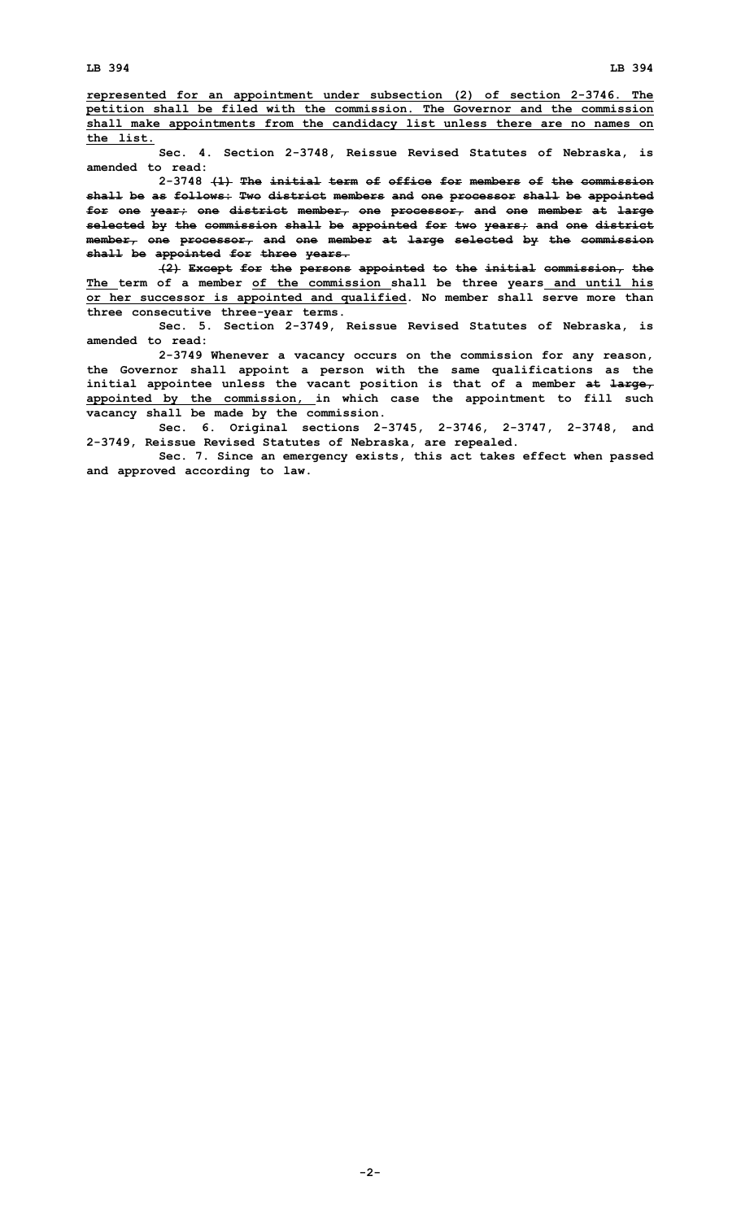represented for an appointment under subsection (2) of section 2-3746. The petition shall be filed with the commission. The Governor and the commission shall make appointments from the candidacy list unless there are no names on the list.

Sec. 4. Section 2-3748, Reissue Revised Statutes of Nebraska, is amended to read:

2-3748 ~~(1) The initial term of office for members of the commission shall be as follows: Two district members and one processor shall be appointed for one year; one district member, one processor, and one member at large selected by the commission shall be appointed for two years; and one district member, one processor, and one member at large selected by the commission shall be appointed for three years.~~

~~(2) Except for the persons appointed to the initial commission, the~~ The term of a member of the commission shall be three years and until his or her successor is appointed and qualified. No member shall serve more than three consecutive three-year terms.

Sec. 5. Section 2-3749, Reissue Revised Statutes of Nebraska, is amended to read:

2-3749 Whenever a vacancy occurs on the commission for any reason, the Governor shall appoint a person with the same qualifications as the initial appointee unless the vacant position is that of a member ~~at large,~~ appointed by the commission, in which case the appointment to fill such vacancy shall be made by the commission.

Sec. 6. Original sections 2-3745, 2-3746, 2-3747, 2-3748, and 2-3749, Reissue Revised Statutes of Nebraska, are repealed.

Sec. 7. Since an emergency exists, this act takes effect when passed and approved according to law.